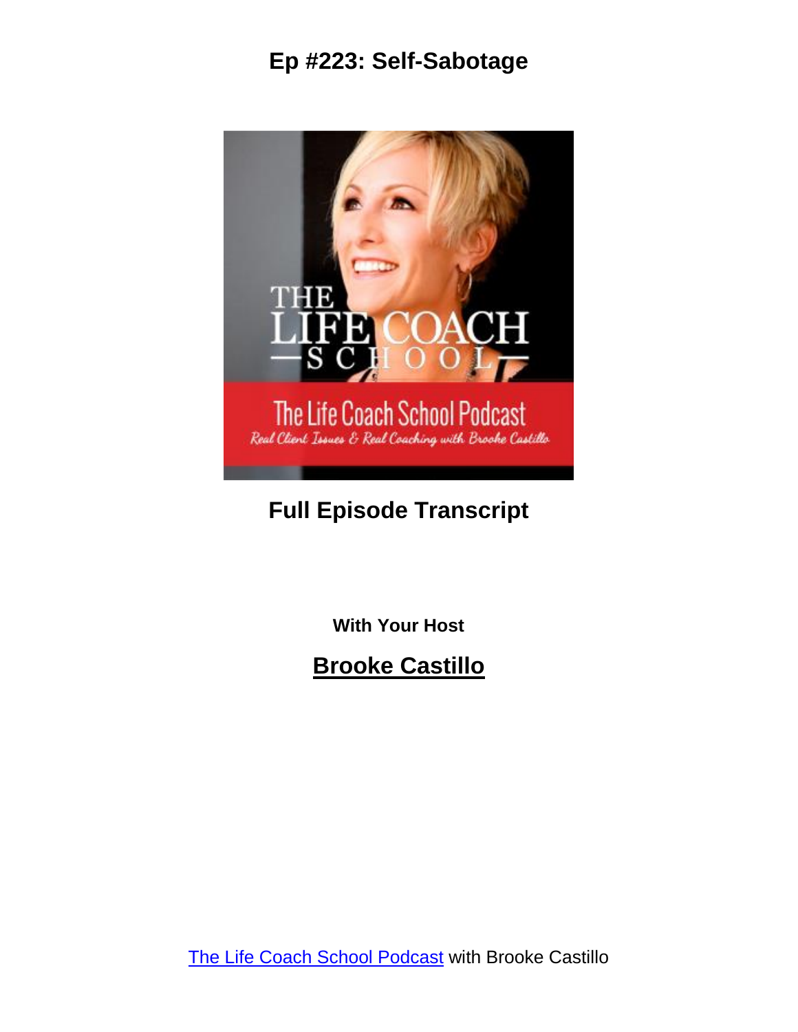# Ep #223: Self-Sabotage

## Full Episode Transcript

**With Your Host**

## Brooke Castillo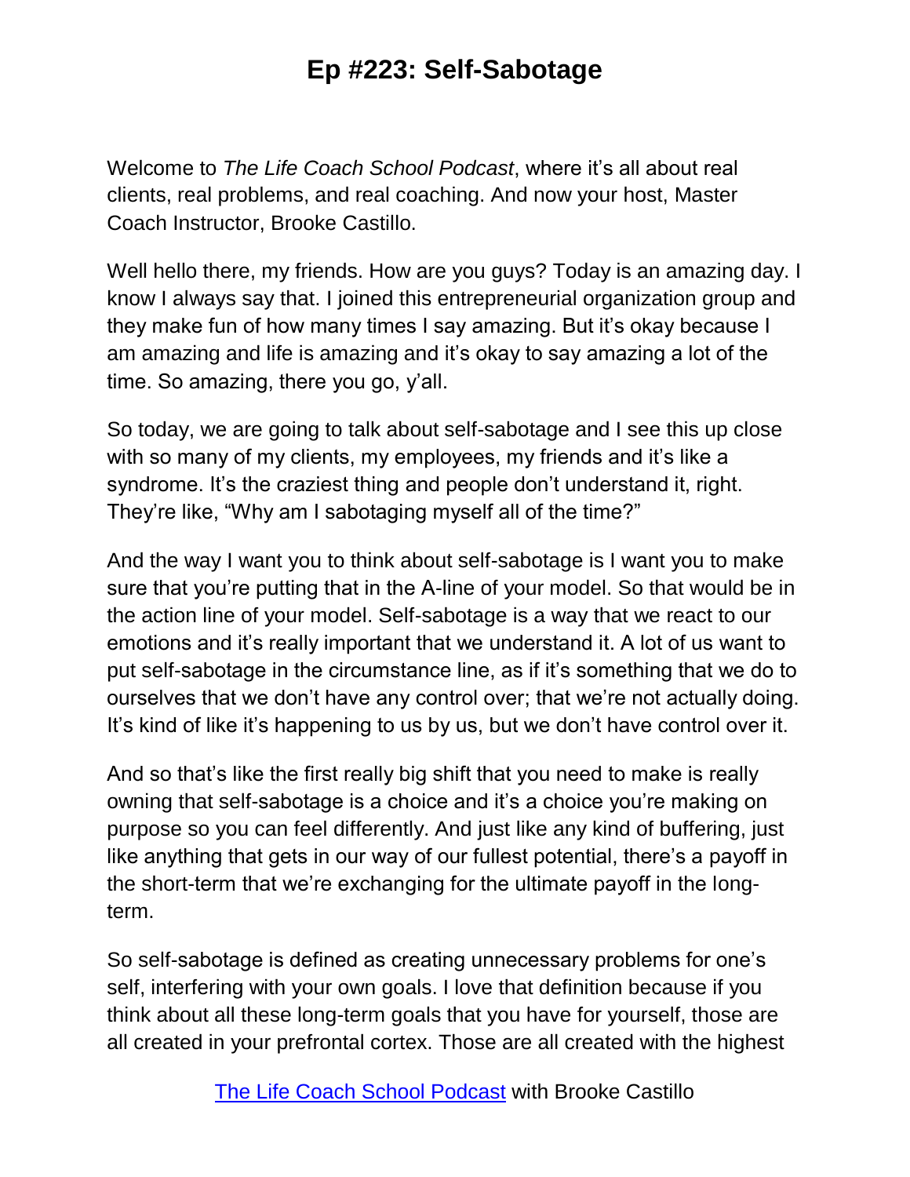Welcome to *The Life Coach School Podcast*, where it's all about real clients, real problems, and real coaching. And now your host, Master Coach Instructor, Brooke Castillo.

Well hello there, my friends. How are you guys? Today is an amazing day. I know I always say that. I joined this entrepreneurial organization group and they make fun of how many times I say amazing. But it's okay because I am amazing and life is amazing and it's okay to say amazing a lot of the time. So amazing, there you go, y'all.

So today, we are going to talk about self-sabotage and I see this up close with so many of my clients, my employees, my friends and it's like a syndrome. It's the craziest thing and people don't understand it, right. They're like, "Why am I sabotaging myself all of the time?"

And the way I want you to think about self-sabotage is I want you to make sure that you're putting that in the A-line of your model. So that would be in the action line of your model. Self-sabotage is a way that we react to our emotions and it's really important that we understand it. A lot of us want to put self-sabotage in the circumstance line, as if it's something that we do to ourselves that we don't have any control over; that we're not actually doing. It's kind of like it's happening to us by us, but we don't have control over it.

And so that's like the first really big shift that you need to make is really owning that self-sabotage is a choice and it's a choice you're making on purpose so you can feel differently. And just like any kind of buffering, just like anything that gets in our way of our fullest potential, there's a payoff in the short-term that we're exchanging for the ultimate payoff in the long-term.

So self-sabotage is defined as creating unnecessary problems for one's self, interfering with your own goals. I love that definition because if you think about all these long-term goals that you have for yourself, those are all created in your prefrontal cortex. Those are all created with the highest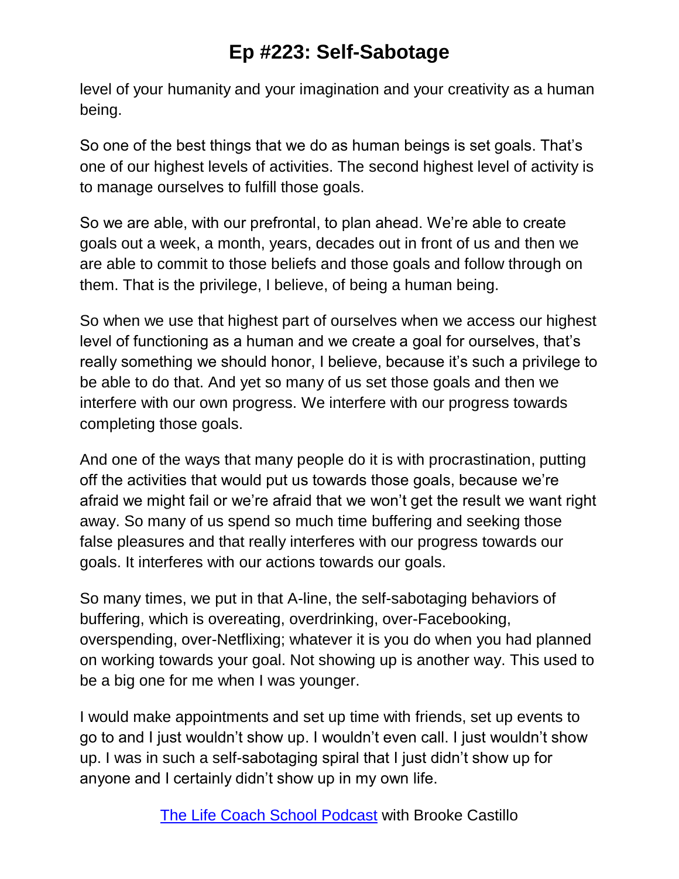level of your humanity and your imagination and your creativity as a human being.

So one of the best things that we do as human beings is set goals. That's one of our highest levels of activities. The second highest level of activity is to manage ourselves to fulfill those goals.

So we are able, with our prefrontal, to plan ahead. We're able to create goals out a week, a month, years, decades out in front of us and then we are able to commit to those beliefs and those goals and follow through on them. That is the privilege, I believe, of being a human being.

So when we use that highest part of ourselves when we access our highest level of functioning as a human and we create a goal for ourselves, that's really something we should honor, I believe, because it's such a privilege to be able to do that. And yet so many of us set those goals and then we interfere with our own progress. We interfere with our progress towards completing those goals.

And one of the ways that many people do it is with procrastination, putting off the activities that would put us towards those goals, because we're afraid we might fail or we're afraid that we won't get the result we want right away. So many of us spend so much time buffering and seeking those false pleasures and that really interferes with our progress towards our goals. It interferes with our actions towards our goals.

So many times, we put in that A-line, the self-sabotaging behaviors of buffering, which is overeating, overdrinking, over-Facebooking, overspending, over-Netflixing; whatever it is you do when you had planned on working towards your goal. Not showing up is another way. This used to be a big one for me when I was younger.

I would make appointments and set up time with friends, set up events to go to and I just wouldn't show up. I wouldn't even call. I just wouldn't show up. I was in such a self-sabotaging spiral that I just didn't show up for anyone and I certainly didn't show up in my own life.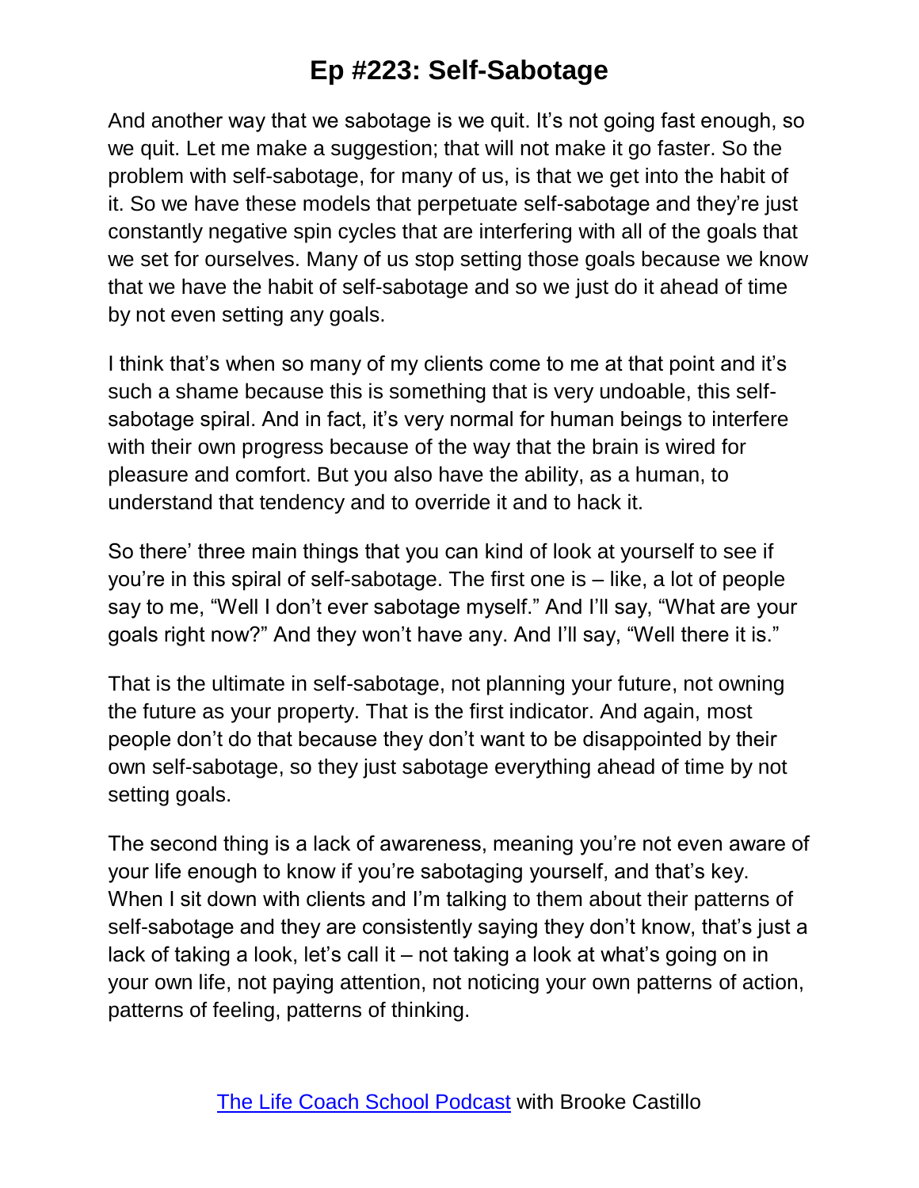And another way that we sabotage is we quit. It's not going fast enough, so we quit. Let me make a suggestion; that will not make it go faster. So the problem with self-sabotage, for many of us, is that we get into the habit of it. So we have these models that perpetuate self-sabotage and they're just constantly negative spin cycles that are interfering with all of the goals that we set for ourselves. Many of us stop setting those goals because we know that we have the habit of self-sabotage and so we just do it ahead of time by not even setting any goals.

I think that's when so many of my clients come to me at that point and it's such a shame because this is something that is very undoable, this self-sabotage spiral. And in fact, it's very normal for human beings to interfere with their own progress because of the way that the brain is wired for pleasure and comfort. But you also have the ability, as a human, to understand that tendency and to override it and to hack it.

So there' three main things that you can kind of look at yourself to see if you're in this spiral of self-sabotage. The first one is – like, a lot of people say to me, "Well I don't ever sabotage myself." And I'll say, "What are your goals right now?" And they won't have any. And I'll say, "Well there it is."

That is the ultimate in self-sabotage, not planning your future, not owning the future as your property. That is the first indicator. And again, most people don't do that because they don't want to be disappointed by their own self-sabotage, so they just sabotage everything ahead of time by not setting goals.

The second thing is a lack of awareness, meaning you're not even aware of your life enough to know if you're sabotaging yourself, and that's key. When I sit down with clients and I'm talking to them about their patterns of self-sabotage and they are consistently saying they don't know, that's just a lack of taking a look, let's call it – not taking a look at what's going on in your own life, not paying attention, not noticing your own patterns of action, patterns of feeling, patterns of thinking.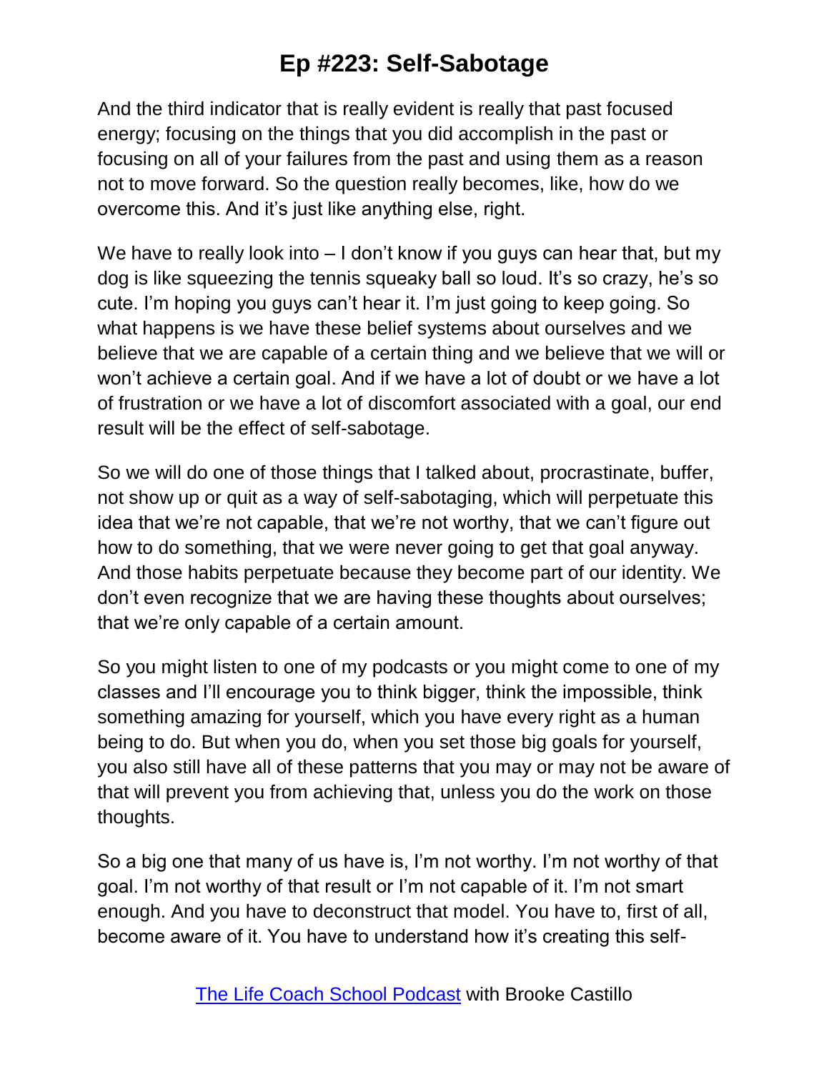And the third indicator that is really evident is really that past focused energy; focusing on the things that you did accomplish in the past or focusing on all of your failures from the past and using them as a reason not to move forward. So the question really becomes, like, how do we overcome this. And it's just like anything else, right.

We have to really look into – I don't know if you guys can hear that, but my dog is like squeezing the tennis squeaky ball so loud. It's so crazy, he's so cute. I'm hoping you guys can't hear it. I'm just going to keep going. So what happens is we have these belief systems about ourselves and we believe that we are capable of a certain thing and we believe that we will or won't achieve a certain goal. And if we have a lot of doubt or we have a lot of frustration or we have a lot of discomfort associated with a goal, our end result will be the effect of self-sabotage.

So we will do one of those things that I talked about, procrastinate, buffer, not show up or quit as a way of self-sabotaging, which will perpetuate this idea that we're not capable, that we're not worthy, that we can't figure out how to do something, that we were never going to get that goal anyway. And those habits perpetuate because they become part of our identity. We don't even recognize that we are having these thoughts about ourselves; that we're only capable of a certain amount.

So you might listen to one of my podcasts or you might come to one of my classes and I'll encourage you to think bigger, think the impossible, think something amazing for yourself, which you have every right as a human being to do. But when you do, when you set those big goals for yourself, you also still have all of these patterns that you may or may not be aware of that will prevent you from achieving that, unless you do the work on those thoughts.

So a big one that many of us have is, I'm not worthy. I'm not worthy of that goal. I'm not worthy of that result or I'm not capable of it. I'm not smart enough. And you have to deconstruct that model. You have to, first of all, become aware of it. You have to understand how it's creating this self-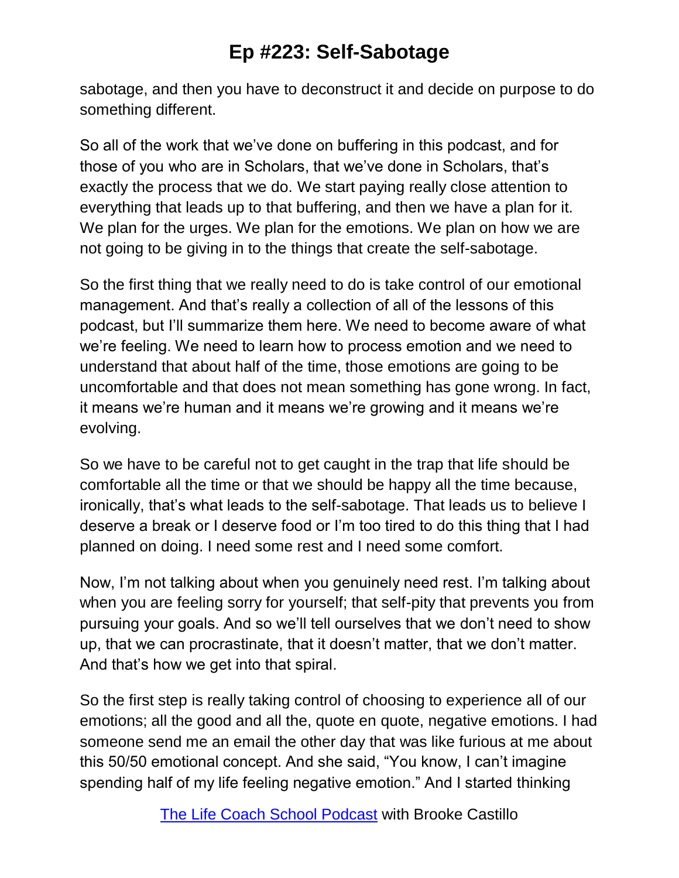sabotage, and then you have to deconstruct it and decide on purpose to do something different.

So all of the work that we've done on buffering in this podcast, and for those of you who are in Scholars, that we've done in Scholars, that's exactly the process that we do. We start paying really close attention to everything that leads up to that buffering, and then we have a plan for it. We plan for the urges. We plan for the emotions. We plan on how we are not going to be giving in to the things that create the self-sabotage.

So the first thing that we really need to do is take control of our emotional management. And that's really a collection of all of the lessons of this podcast, but I'll summarize them here. We need to become aware of what we're feeling. We need to learn how to process emotion and we need to understand that about half of the time, those emotions are going to be uncomfortable and that does not mean something has gone wrong. In fact, it means we're human and it means we're growing and it means we're evolving.

So we have to be careful not to get caught in the trap that life should be comfortable all the time or that we should be happy all the time because, ironically, that's what leads to the self-sabotage. That leads us to believe I deserve a break or I deserve food or I'm too tired to do this thing that I had planned on doing. I need some rest and I need some comfort.

Now, I'm not talking about when you genuinely need rest. I'm talking about when you are feeling sorry for yourself; that self-pity that prevents you from pursuing your goals. And so we'll tell ourselves that we don't need to show up, that we can procrastinate, that it doesn't matter, that we don't matter. And that's how we get into that spiral.

So the first step is really taking control of choosing to experience all of our emotions; all the good and all the, quote en quote, negative emotions. I had someone send me an email the other day that was like furious at me about this 50/50 emotional concept. And she said, "You know, I can't imagine spending half of my life feeling negative emotion." And I started thinking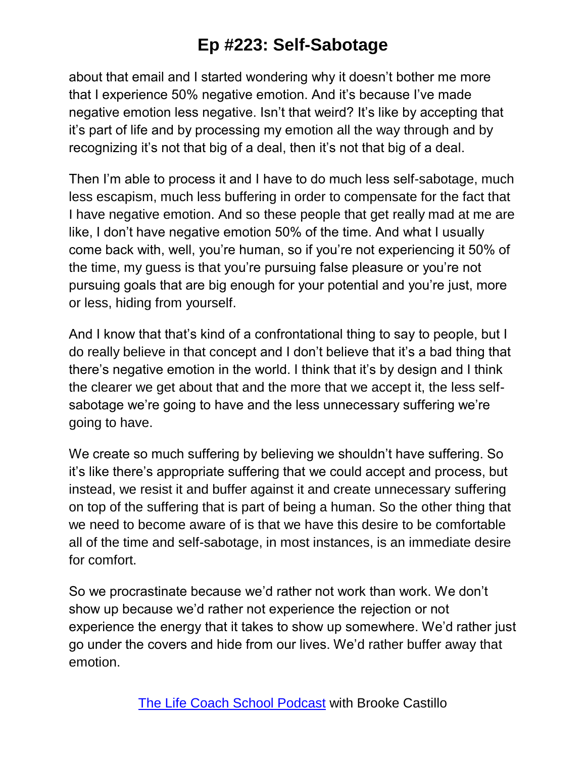about that email and I started wondering why it doesn't bother me more that I experience 50% negative emotion. And it's because I've made negative emotion less negative. Isn't that weird? It's like by accepting that it's part of life and by processing my emotion all the way through and by recognizing it's not that big of a deal, then it's not that big of a deal.

Then I'm able to process it and I have to do much less self-sabotage, much less escapism, much less buffering in order to compensate for the fact that I have negative emotion. And so these people that get really mad at me are like, I don't have negative emotion 50% of the time. And what I usually come back with, well, you're human, so if you're not experiencing it 50% of the time, my guess is that you're pursuing false pleasure or you're not pursuing goals that are big enough for your potential and you're just, more or less, hiding from yourself.

And I know that that's kind of a confrontational thing to say to people, but I do really believe in that concept and I don't believe that it's a bad thing that there's negative emotion in the world. I think that it's by design and I think the clearer we get about that and the more that we accept it, the less self-sabotage we're going to have and the less unnecessary suffering we're going to have.

We create so much suffering by believing we shouldn't have suffering. So it's like there's appropriate suffering that we could accept and process, but instead, we resist it and buffer against it and create unnecessary suffering on top of the suffering that is part of being a human. So the other thing that we need to become aware of is that we have this desire to be comfortable all of the time and self-sabotage, in most instances, is an immediate desire for comfort.

So we procrastinate because we'd rather not work than work. We don't show up because we'd rather not experience the rejection or not experience the energy that it takes to show up somewhere. We'd rather just go under the covers and hide from our lives. We'd rather buffer away that emotion.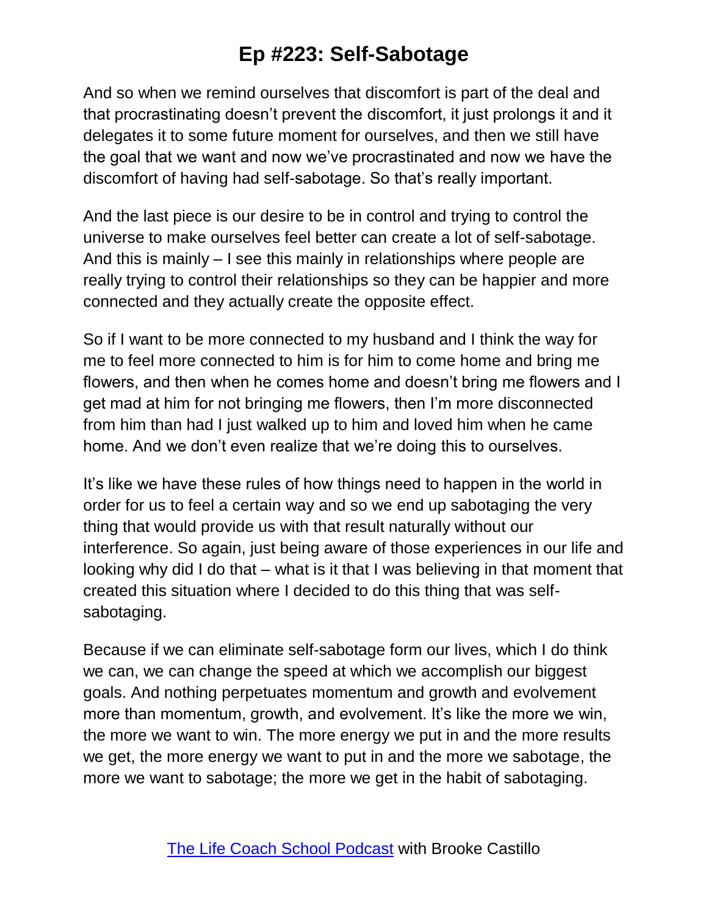And so when we remind ourselves that discomfort is part of the deal and that procrastinating doesn't prevent the discomfort, it just prolongs it and it delegates it to some future moment for ourselves, and then we still have the goal that we want and now we've procrastinated and now we have the discomfort of having had self-sabotage. So that's really important.

And the last piece is our desire to be in control and trying to control the universe to make ourselves feel better can create a lot of self-sabotage. And this is mainly – I see this mainly in relationships where people are really trying to control their relationships so they can be happier and more connected and they actually create the opposite effect.

So if I want to be more connected to my husband and I think the way for me to feel more connected to him is for him to come home and bring me flowers, and then when he comes home and doesn't bring me flowers and I get mad at him for not bringing me flowers, then I'm more disconnected from him than had I just walked up to him and loved him when he came home. And we don't even realize that we're doing this to ourselves.

It's like we have these rules of how things need to happen in the world in order for us to feel a certain way and so we end up sabotaging the very thing that would provide us with that result naturally without our interference. So again, just being aware of those experiences in our life and looking why did I do that – what is it that I was believing in that moment that created this situation where I decided to do this thing that was self-sabotaging.

Because if we can eliminate self-sabotage form our lives, which I do think we can, we can change the speed at which we accomplish our biggest goals. And nothing perpetuates momentum and growth and evolvement more than momentum, growth, and evolvement. It's like the more we win, the more we want to win. The more energy we put in and the more results we get, the more energy we want to put in and the more we sabotage, the more we want to sabotage; the more we get in the habit of sabotaging.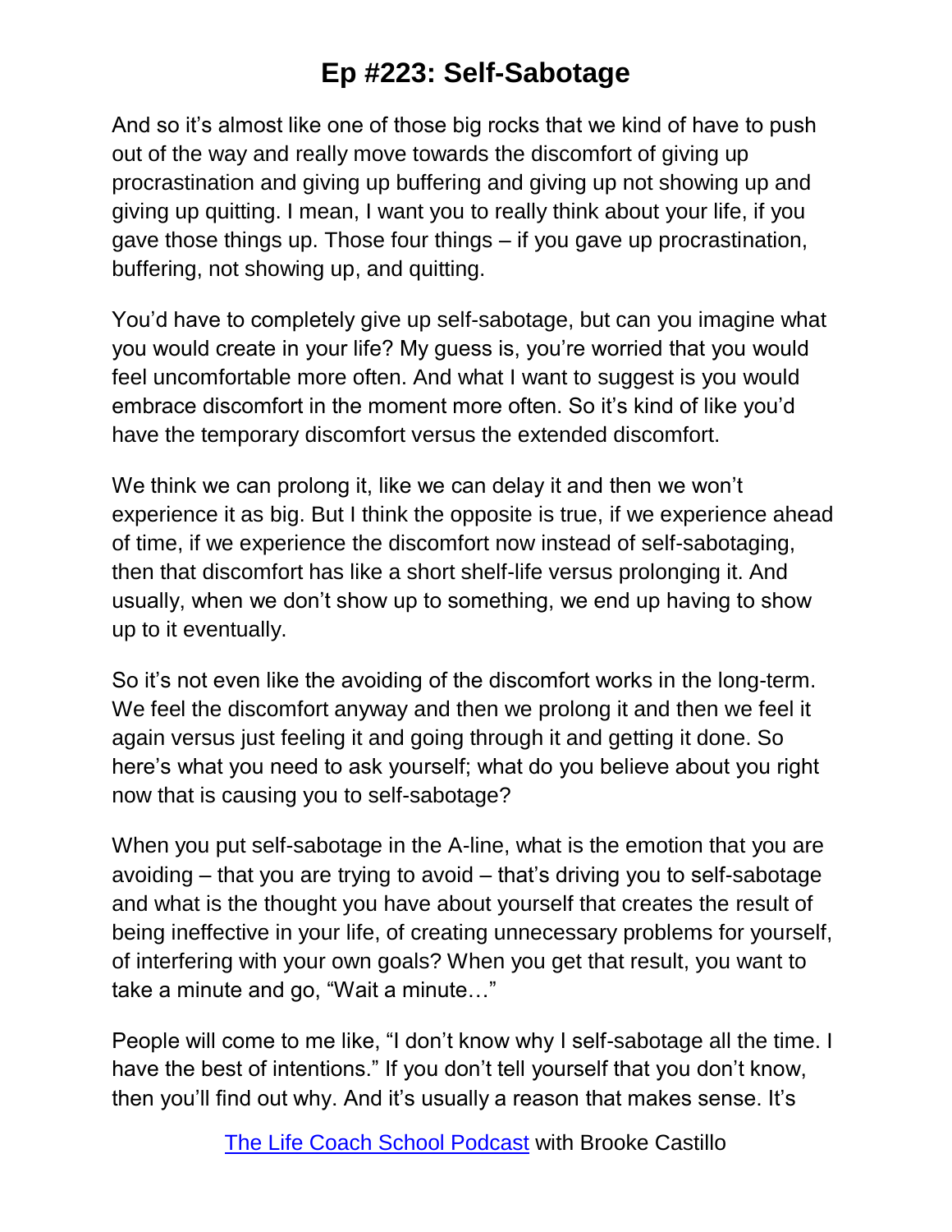And so it's almost like one of those big rocks that we kind of have to push out of the way and really move towards the discomfort of giving up procrastination and giving up buffering and giving up not showing up and giving up quitting. I mean, I want you to really think about your life, if you gave those things up. Those four things – if you gave up procrastination, buffering, not showing up, and quitting.

You'd have to completely give up self-sabotage, but can you imagine what you would create in your life? My guess is, you're worried that you would feel uncomfortable more often. And what I want to suggest is you would embrace discomfort in the moment more often. So it's kind of like you'd have the temporary discomfort versus the extended discomfort.

We think we can prolong it, like we can delay it and then we won't experience it as big. But I think the opposite is true, if we experience ahead of time, if we experience the discomfort now instead of self-sabotaging, then that discomfort has like a short shelf-life versus prolonging it. And usually, when we don't show up to something, we end up having to show up to it eventually.

So it's not even like the avoiding of the discomfort works in the long-term. We feel the discomfort anyway and then we prolong it and then we feel it again versus just feeling it and going through it and getting it done. So here's what you need to ask yourself; what do you believe about you right now that is causing you to self-sabotage?

When you put self-sabotage in the A-line, what is the emotion that you are avoiding – that you are trying to avoid – that's driving you to self-sabotage and what is the thought you have about yourself that creates the result of being ineffective in your life, of creating unnecessary problems for yourself, of interfering with your own goals? When you get that result, you want to take a minute and go, "Wait a minute…"

People will come to me like, "I don't know why I self-sabotage all the time. I have the best of intentions." If you don't tell yourself that you don't know, then you'll find out why. And it's usually a reason that makes sense. It's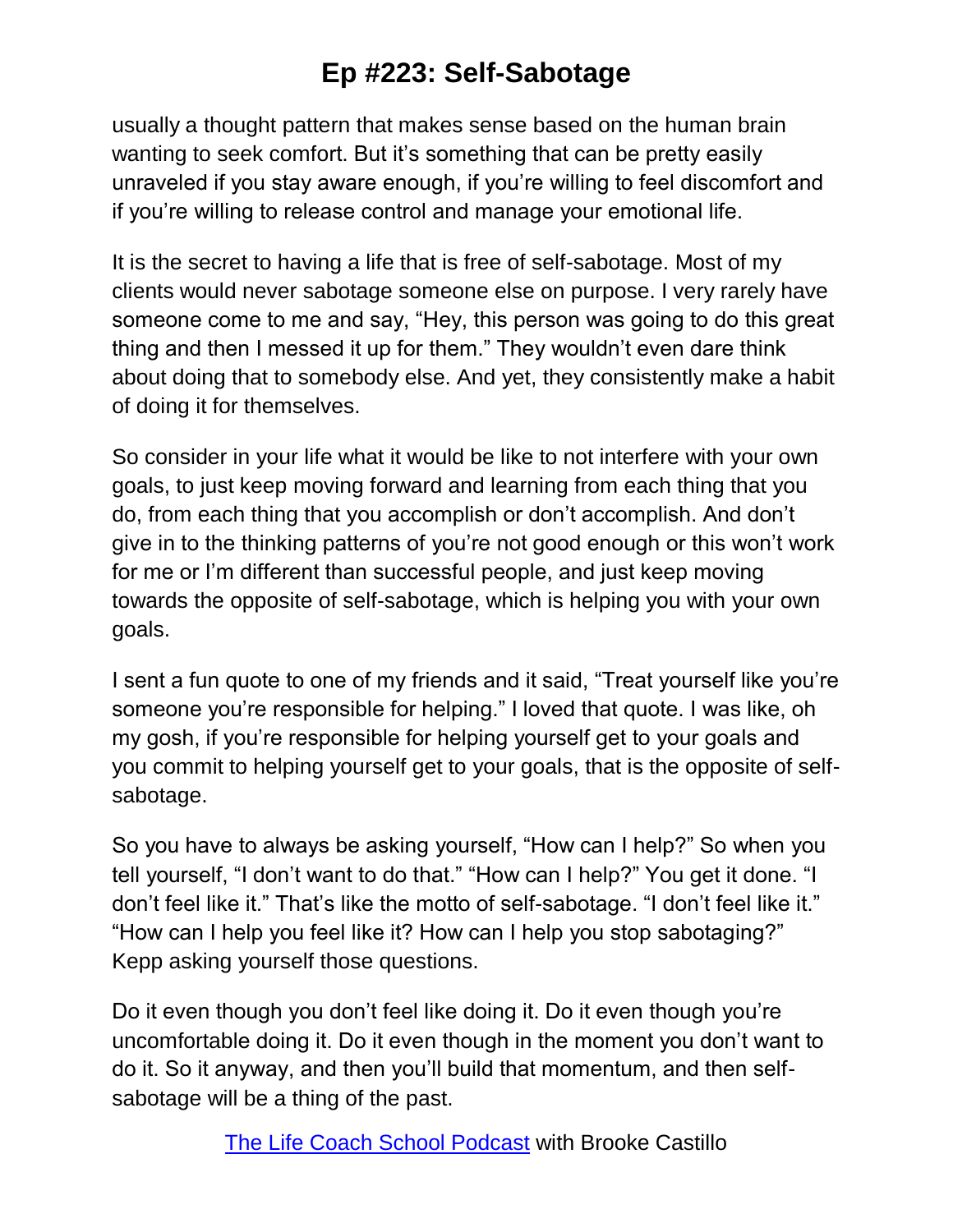usually a thought pattern that makes sense based on the human brain wanting to seek comfort. But it's something that can be pretty easily unraveled if you stay aware enough, if you're willing to feel discomfort and if you're willing to release control and manage your emotional life.

It is the secret to having a life that is free of self-sabotage. Most of my clients would never sabotage someone else on purpose. I very rarely have someone come to me and say, "Hey, this person was going to do this great thing and then I messed it up for them." They wouldn't even dare think about doing that to somebody else. And yet, they consistently make a habit of doing it for themselves.

So consider in your life what it would be like to not interfere with your own goals, to just keep moving forward and learning from each thing that you do, from each thing that you accomplish or don't accomplish. And don't give in to the thinking patterns of you're not good enough or this won't work for me or I'm different than successful people, and just keep moving towards the opposite of self-sabotage, which is helping you with your own goals.

I sent a fun quote to one of my friends and it said, "Treat yourself like you're someone you're responsible for helping." I loved that quote. I was like, oh my gosh, if you're responsible for helping yourself get to your goals and you commit to helping yourself get to your goals, that is the opposite of self-sabotage.

So you have to always be asking yourself, "How can I help?" So when you tell yourself, "I don't want to do that." "How can I help?" You get it done. "I don't feel like it." That's like the motto of self-sabotage. "I don't feel like it." "How can I help you feel like it? How can I help you stop sabotaging?" Kepp asking yourself those questions.

Do it even though you don't feel like doing it. Do it even though you're uncomfortable doing it. Do it even though in the moment you don't want to do it. So it anyway, and then you'll build that momentum, and then self-sabotage will be a thing of the past.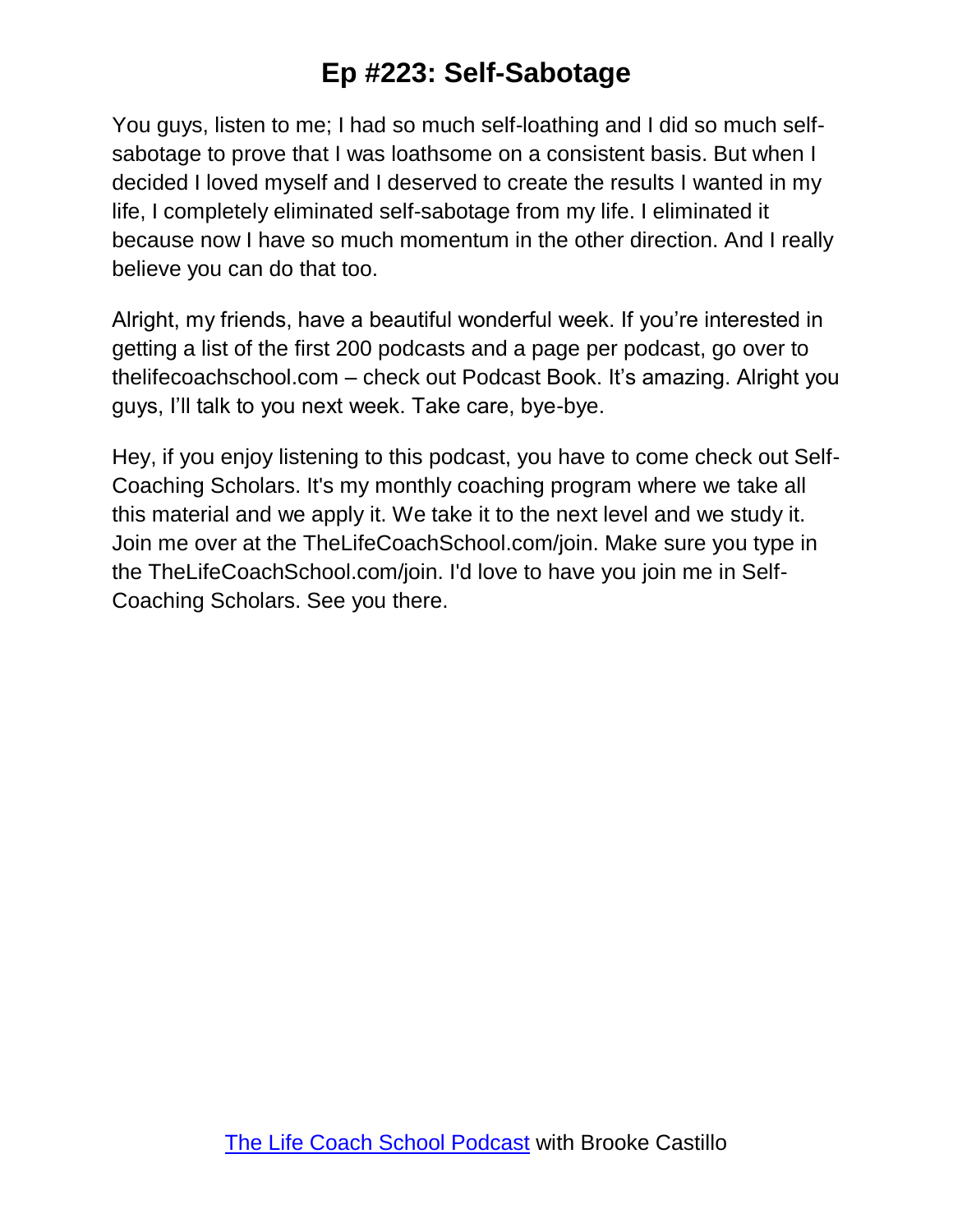You guys, listen to me; I had so much self-loathing and I did so much self-sabotage to prove that I was loathsome on a consistent basis. But when I decided I loved myself and I deserved to create the results I wanted in my life, I completely eliminated self-sabotage from my life. I eliminated it because now I have so much momentum in the other direction. And I really believe you can do that too.

Alright, my friends, have a beautiful wonderful week. If you're interested in getting a list of the first 200 podcasts and a page per podcast, go over to thelifecoachschool.com – check out Podcast Book. It's amazing. Alright you guys, I'll talk to you next week. Take care, bye-bye.

Hey, if you enjoy listening to this podcast, you have to come check out Self-Coaching Scholars. It's my monthly coaching program where we take all this material and we apply it. We take it to the next level and we study it. Join me over at the TheLifeCoachSchool.com/join. Make sure you type in the TheLifeCoachSchool.com/join. I'd love to have you join me in Self-Coaching Scholars. See you there.